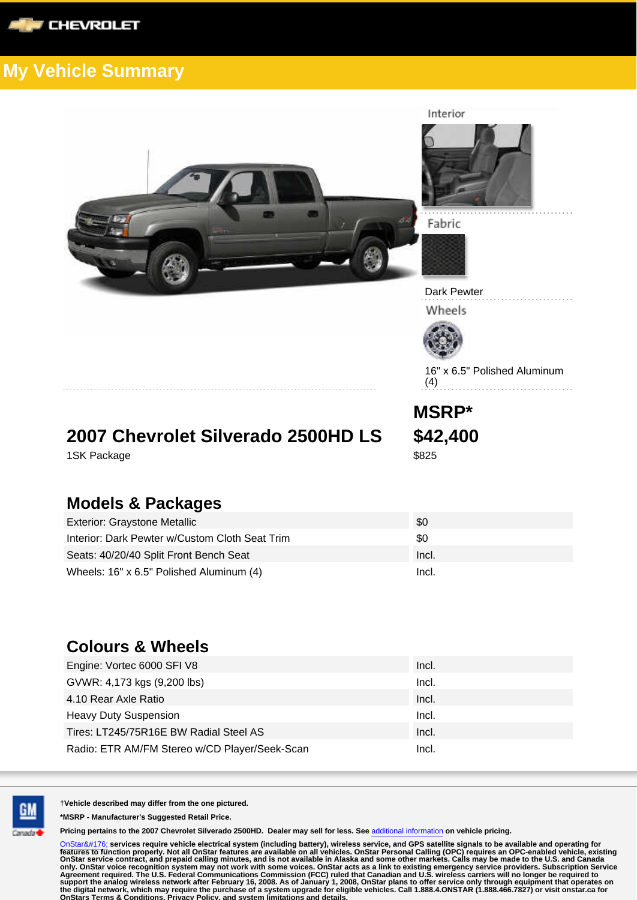# My Vehicle Summary

Interior

Fabric

Dark Pewter

Wheels

16" x 6.5" Polished Aluminum (4)

## 2007 Chevrolet Silverado 2500HD LS

1SK Package

**MSRP***

**$42,400**

$825

## Models & Packages

| | |
|---|---|
| Exterior: Graystone Metallic | $0 |
| Interior: Dark Pewter w/Custom Cloth Seat Trim | $0 |
| Seats: 40/20/40 Split Front Bench Seat | Incl. |
| Wheels: 16" x 6.5" Polished Aluminum (4) | Incl. |

## Colours & Wheels

| | |
|---|---|
| Engine: Vortec 6000 SFI V8 | Incl. |
| GVWR: 4,173 kgs (9,200 lbs) | Incl. |
| 4.10 Rear Axle Ratio | Incl. |
| Heavy Duty Suspension | Incl. |
| Tires: LT245/75R16E BW Radial Steel AS | Incl. |
| Radio: ETR AM/FM Stereo w/CD Player/Seek-Scan | Incl. |

**†Vehicle described may differ from the one pictured.**

***MSRP - Manufacturer's Suggested Retail Price.**

**Pricing pertains to the 2007 Chevrolet Silverado 2500HD. Dealer may sell for less. See additional information on vehicle pricing.**

**OnStar&#176; services require vehicle electrical system (including battery), wireless service, and GPS satellite signals to be available and operating for features to function properly. Not all OnStar features are available on all vehicles. OnStar Personal Calling (OPC) requires an OPC-enabled vehicle, existing OnStar service contract, and prepaid calling minutes, and is not available in Alaska and some other markets. Calls may be made to the U.S. and Canada only. OnStar voice recognition system may not work with some voices. OnStar acts as a link to existing emergency service providers. Subscription Service Agreement required. The U.S. Federal Communications Commission (FCC) ruled that Canadian and U.S. wireless carriers will no longer be required to support the analog wireless network after February 16, 2008. As of January 1, 2008, OnStar plans to offer service only through equipment that operates on the digital network, which may require the purchase of a system upgrade for eligible vehicles. Call 1.888.4.ONSTAR (1.888.466.7827) or visit onstar.ca for OnStars Terms & Conditions, Privacy Policy, and system limitations and details.**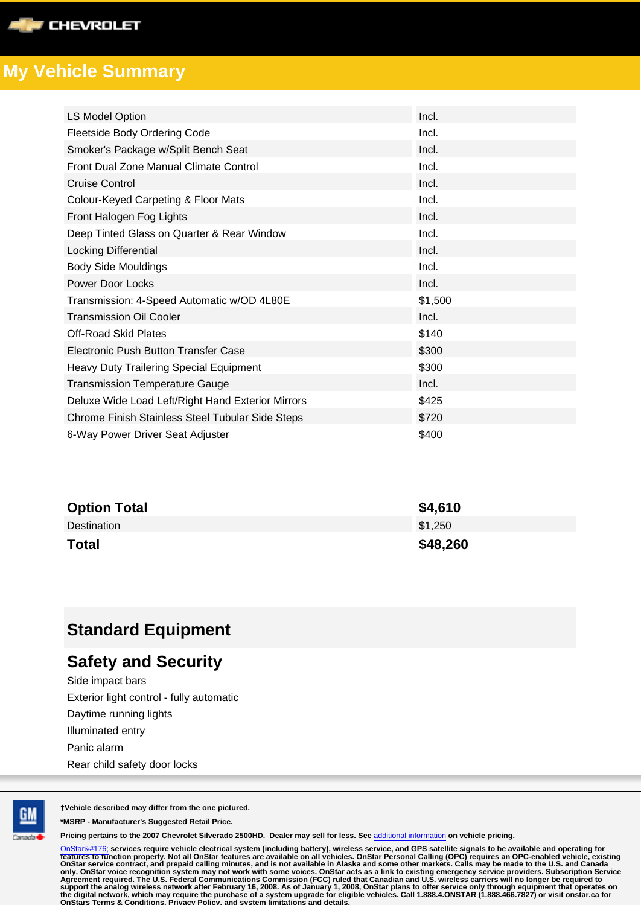## My Vehicle Summary

| | |
|---|---|
| LS Model Option | Incl. |
| Fleetside Body Ordering Code | Incl. |
| Smoker's Package w/Split Bench Seat | Incl. |
| Front Dual Zone Manual Climate Control | Incl. |
| Cruise Control | Incl. |
| Colour-Keyed Carpeting & Floor Mats | Incl. |
| Front Halogen Fog Lights | Incl. |
| Deep Tinted Glass on Quarter & Rear Window | Incl. |
| Locking Differential | Incl. |
| Body Side Mouldings | Incl. |
| Power Door Locks | Incl. |
| Transmission: 4-Speed Automatic w/OD 4L80E | $1,500 |
| Transmission Oil Cooler | Incl. |
| Off-Road Skid Plates | $140 |
| Electronic Push Button Transfer Case | $300 |
| Heavy Duty Trailering Special Equipment | $300 |
| Transmission Temperature Gauge | Incl. |
| Deluxe Wide Load Left/Right Hand Exterior Mirrors | $425 |
| Chrome Finish Stainless Steel Tubular Side Steps | $720 |
| 6-Way Power Driver Seat Adjuster | $400 |

| | |
|---|---|
| **Option Total** | **$4,610** |
| Destination | $1,250 |
| **Total** | **$48,260** |

## Standard Equipment

### Safety and Security

Side impact bars

Exterior light control - fully automatic

Daytime running lights

Illuminated entry

Panic alarm

Rear child safety door locks

**†Vehicle described may differ from the one pictured.**

**\*MSRP - Manufacturer's Suggested Retail Price.**

**Pricing pertains to the 2007 Chevrolet Silverado 2500HD. Dealer may sell for less. See additional information on vehicle pricing.**

OnStar&#176; **services require vehicle electrical system (including battery), wireless service, and GPS satellite signals to be available and operating for features to function properly. Not all OnStar features are available on all vehicles. OnStar Personal Calling (OPC) requires an OPC-enabled vehicle, existing OnStar service contract, and prepaid calling minutes, and is not available in Alaska and some other markets. Calls may be made to the U.S. and Canada only. OnStar voice recognition system may not work with some voices. OnStar acts as a link to existing emergency service providers. Subscription Service Agreement required. The U.S. Federal Communications Commission (FCC) ruled that Canadian and U.S. wireless carriers will no longer be required to support the analog wireless network after February 16, 2008. As of January 1, 2008, OnStar plans to offer service only through equipment that operates on the digital network, which may require the purchase of a system upgrade for eligible vehicles. Call 1.888.4.ONSTAR (1.888.466.7827) or visit onstar.ca for OnStars Terms & Conditions, Privacy Policy, and system limitations and details.**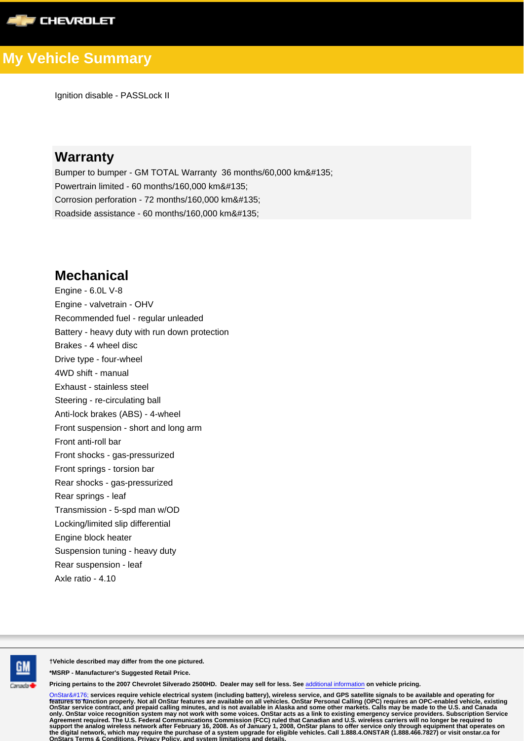Ignition disable - PASSLock II

## Warranty

Bumper to bumper - GM TOTAL Warranty  36 months/60,000 km&#135;
Powertrain limited - 60 months/160,000 km&#135;
Corrosion perforation - 72 months/160,000 km&#135;
Roadside assistance - 60 months/160,000 km&#135;

## Mechanical

Engine - 6.0L V-8
Engine - valvetrain - OHV
Recommended fuel - regular unleaded
Battery - heavy duty with run down protection
Brakes - 4 wheel disc
Drive type - four-wheel
4WD shift - manual
Exhaust - stainless steel
Steering - re-circulating ball
Anti-lock brakes (ABS) - 4-wheel
Front suspension - short and long arm
Front anti-roll bar
Front shocks - gas-pressurized
Front springs - torsion bar
Rear shocks - gas-pressurized
Rear springs - leaf
Transmission - 5-spd man w/OD
Locking/limited slip differential
Engine block heater
Suspension tuning - heavy duty
Rear suspension - leaf
Axle ratio - 4.10

**†Vehicle described may differ from the one pictured.**

***MSRP - Manufacturer's Suggested Retail Price.**

**Pricing pertains to the 2007 Chevrolet Silverado 2500HD.  Dealer may sell for less. See** additional information **on vehicle pricing.**

OnStar&#176; **services require vehicle electrical system (including battery), wireless service, and GPS satellite signals to be available and operating for features to function properly. Not all OnStar features are available on all vehicles. OnStar Personal Calling (OPC) requires an OPC-enabled vehicle, existing OnStar service contract, and prepaid calling minutes, and is not available in Alaska and some other markets. Calls may be made to the U.S. and Canada only. OnStar voice recognition system may not work with some voices. OnStar acts as a link to existing emergency service providers. Subscription Service Agreement required. The U.S. Federal Communications Commission (FCC) ruled that Canadian and U.S. wireless carriers will no longer be required to support the analog wireless network after February 16, 2008. As of January 1, 2008, OnStar plans to offer service only through equipment that operates on the digital network, which may require the purchase of a system upgrade for eligible vehicles. Call 1.888.4.ONSTAR (1.888.466.7827) or visit onstar.ca for OnStars Terms & Conditions, Privacy Policy, and system limitations and details.**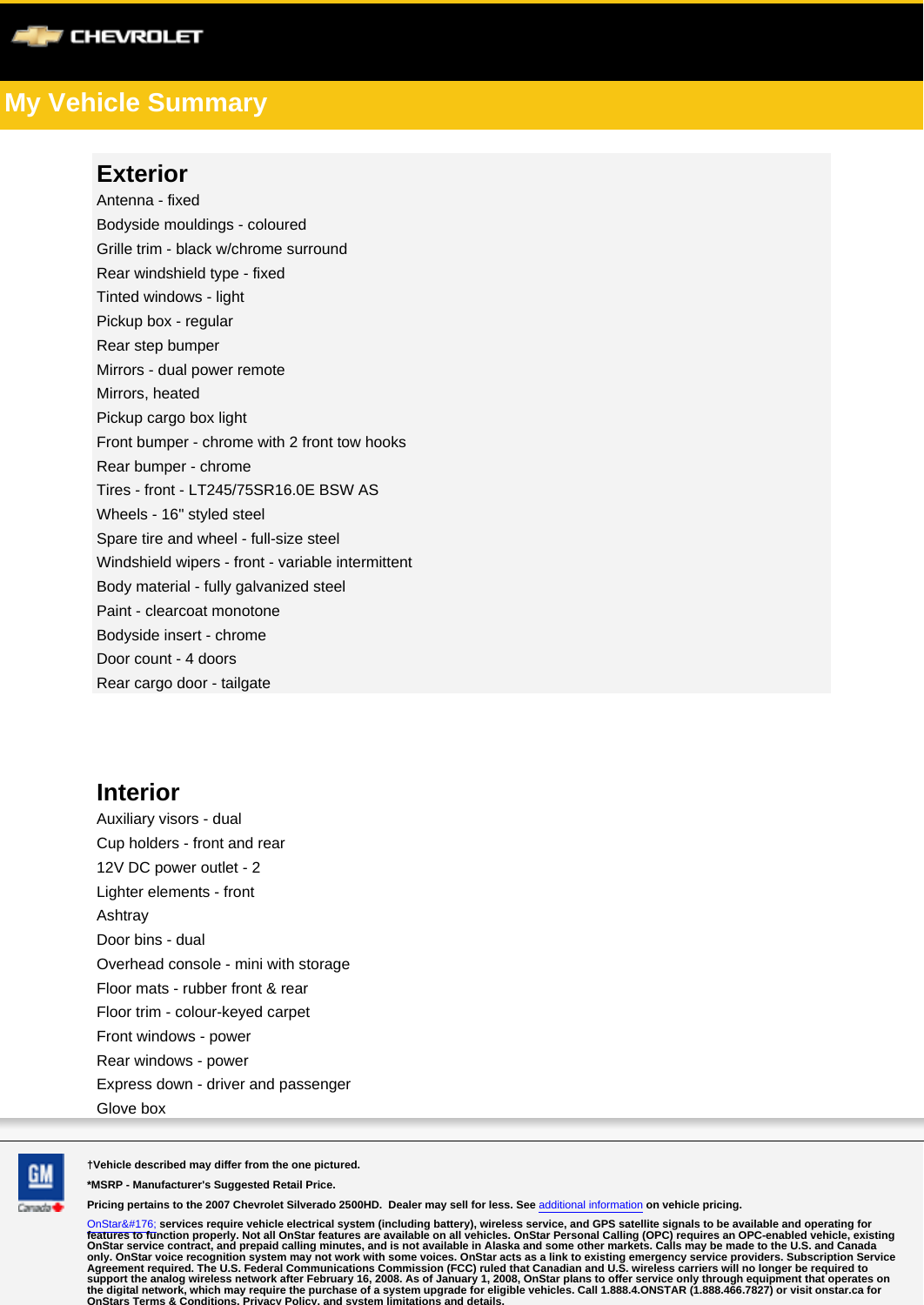# My Vehicle Summary

## Exterior

Antenna - fixed
Bodyside mouldings - coloured
Grille trim - black w/chrome surround
Rear windshield type - fixed
Tinted windows - light
Pickup box - regular
Rear step bumper
Mirrors - dual power remote
Mirrors, heated
Pickup cargo box light
Front bumper - chrome with 2 front tow hooks
Rear bumper - chrome
Tires - front - LT245/75SR16.0E BSW AS
Wheels - 16" styled steel
Spare tire and wheel - full-size steel
Windshield wipers - front - variable intermittent
Body material - fully galvanized steel
Paint - clearcoat monotone
Bodyside insert - chrome
Door count - 4 doors
Rear cargo door - tailgate

## Interior

Auxiliary visors - dual
Cup holders - front and rear
12V DC power outlet - 2
Lighter elements - front
Ashtray
Door bins - dual
Overhead console - mini with storage
Floor mats - rubber front & rear
Floor trim - colour-keyed carpet
Front windows - power
Rear windows - power
Express down - driver and passenger
Glove box

†Vehicle described may differ from the one pictured.

*MSRP - Manufacturer's Suggested Retail Price.

Pricing pertains to the 2007 Chevrolet Silverado 2500HD. Dealer may sell for less. See additional information on vehicle pricing.

OnStar&#176; services require vehicle electrical system (including battery), wireless service, and GPS satellite signals to be available and operating for features to function properly. Not all OnStar features are available on all vehicles. OnStar Personal Calling (OPC) requires an OPC-enabled vehicle, existing OnStar service contract, and prepaid calling minutes, and is not available in Alaska and some other markets. Calls may be made to the U.S. and Canada only. OnStar voice recognition system may not work with some voices. OnStar acts as a link to existing emergency service providers. Subscription Service Agreement required. The U.S. Federal Communications Commission (FCC) ruled that Canadian and U.S. wireless carriers will no longer be required to support the analog wireless network after February 16, 2008. As of January 1, 2008, OnStar plans to offer service only through equipment that operates on the digital network, which may require the purchase of a system upgrade for eligible vehicles. Call 1.888.4.ONSTAR (1.888.466.7827) or visit onstar.ca for OnStars Terms & Conditions, Privacy Policy, and system limitations and details.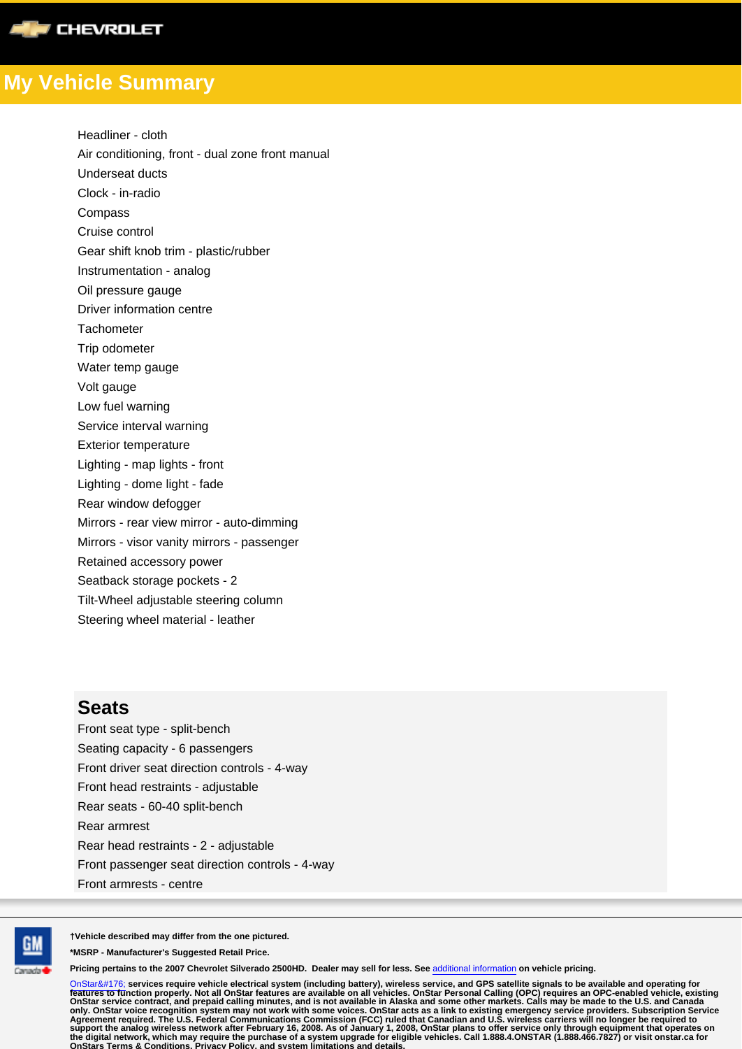Headliner - cloth
Air conditioning, front - dual zone front manual
Underseat ducts
Clock - in-radio
Compass
Cruise control
Gear shift knob trim - plastic/rubber
Instrumentation - analog
Oil pressure gauge
Driver information centre
Tachometer
Trip odometer
Water temp gauge
Volt gauge
Low fuel warning
Service interval warning
Exterior temperature
Lighting - map lights - front
Lighting - dome light - fade
Rear window defogger
Mirrors - rear view mirror - auto-dimming
Mirrors - visor vanity mirrors - passenger
Retained accessory power
Seatback storage pockets - 2
Tilt-Wheel adjustable steering column
Steering wheel material - leather

## Seats

Front seat type - split-bench
Seating capacity - 6 passengers
Front driver seat direction controls - 4-way
Front head restraints - adjustable
Rear seats - 60-40 split-bench
Rear armrest
Rear head restraints - 2 - adjustable
Front passenger seat direction controls - 4-way
Front armrests - centre

**†Vehicle described may differ from the one pictured.**

**\*MSRP - Manufacturer's Suggested Retail Price.**

**Pricing pertains to the 2007 Chevrolet Silverado 2500HD. Dealer may sell for less. See** additional information **on vehicle pricing.**

OnStar&#176; **services require vehicle electrical system (including battery), wireless service, and GPS satellite signals to be available and operating for features to function properly. Not all OnStar features are available on all vehicles. OnStar Personal Calling (OPC) requires an OPC-enabled vehicle, existing OnStar service contract, and prepaid calling minutes, and is not available in Alaska and some other markets. Calls may be made to the U.S. and Canada only. OnStar voice recognition system may not work with some voices. OnStar acts as a link to existing emergency service providers. Subscription Service Agreement required. The U.S. Federal Communications Commission (FCC) ruled that Canadian and U.S. wireless carriers will no longer be required to support the analog wireless network after February 16, 2008. As of January 1, 2008, OnStar plans to offer service only through equipment that operates on the digital network, which may require the purchase of a system upgrade for eligible vehicles. Call 1.888.4.ONSTAR (1.888.466.7827) or visit onstar.ca for OnStars Terms & Conditions, Privacy Policy, and system limitations and details.**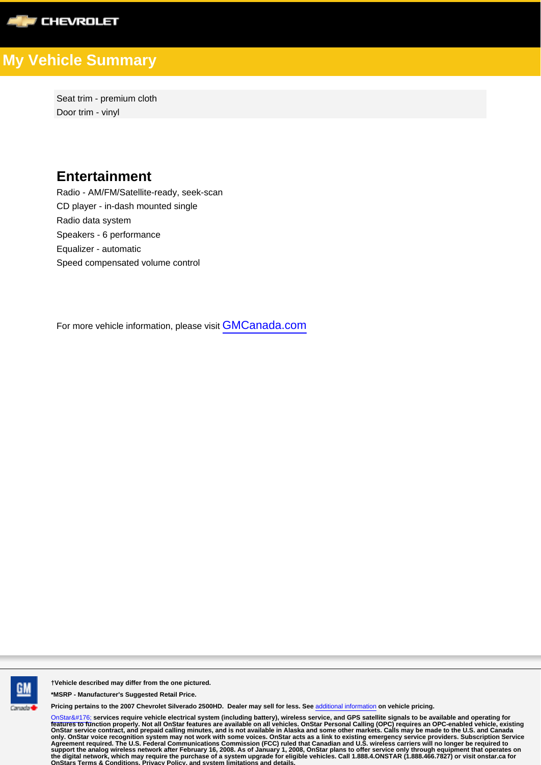Seat trim - premium cloth
Door trim - vinyl

## Entertainment

Radio - AM/FM/Satellite-ready, seek-scan
CD player - in-dash mounted single
Radio data system
Speakers - 6 performance
Equalizer - automatic
Speed compensated volume control

For more vehicle information, please visit GMCanada.com

**†Vehicle described may differ from the one pictured.**

**\*MSRP - Manufacturer's Suggested Retail Price.**

**Pricing pertains to the 2007 Chevrolet Silverado 2500HD. Dealer may sell for less. See** additional information **on vehicle pricing.**

OnStar&#176; **services require vehicle electrical system (including battery), wireless service, and GPS satellite signals to be available and operating for features to function properly. Not all OnStar features are available on all vehicles. OnStar Personal Calling (OPC) requires an OPC-enabled vehicle, existing OnStar service contract, and prepaid calling minutes, and is not available in Alaska and some other markets. Calls may be made to the U.S. and Canada only. OnStar voice recognition system may not work with some voices. OnStar acts as a link to existing emergency service providers. Subscription Service Agreement required. The U.S. Federal Communications Commission (FCC) ruled that Canadian and U.S. wireless carriers will no longer be required to support the analog wireless network after February 16, 2008. As of January 1, 2008, OnStar plans to offer service only through equipment that operates on the digital network, which may require the purchase of a system upgrade for eligible vehicles. Call 1.888.4.ONSTAR (1.888.466.7827) or visit onstar.ca for OnStars Terms & Conditions, Privacy Policy, and system limitations and details.**